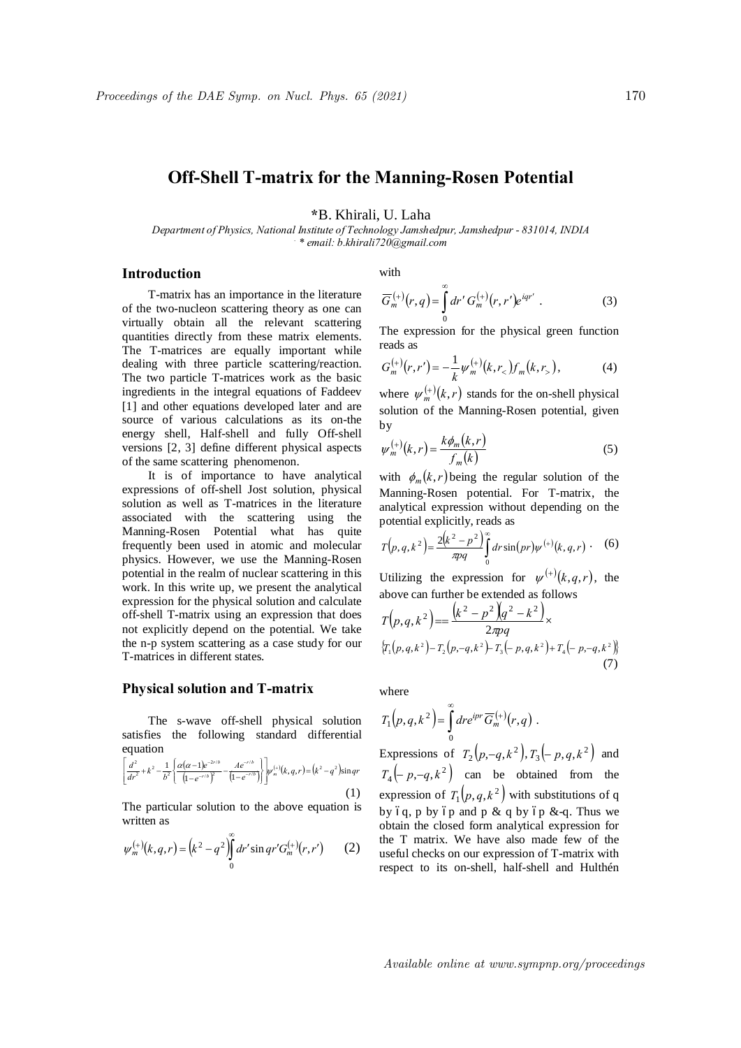# Off-Shell T-matrix for the Manning-Rosen Potential

*B. Khirali, U. Laha

*Department of Physics, National Institute of Technology Jamshedpur, Jamshedpur - 831014, INDIA*
*\* email: b.khirali720@gmail.com*

## Introduction

T-matrix has an importance in the literature of the two-nucleon scattering theory as one can virtually obtain all the relevant scattering quantities directly from these matrix elements. The T-matrices are equally important while dealing with three particle scattering/reaction. The two particle T-matrices work as the basic ingredients in the integral equations of Faddeev [1] and other equations developed later and are source of various calculations as its on-the energy shell, Half-shell and fully Off-shell versions [2, 3] define different physical aspects of the same scattering phenomenon.

It is of importance to have analytical expressions of off-shell Jost solution, physical solution as well as T-matrices in the literature associated with the scattering using the Manning-Rosen Potential what has quite frequently been used in atomic and molecular physics. However, we use the Manning-Rosen potential in the realm of nuclear scattering in this work. In this write up, we present the analytical expression for the physical solution and calculate off-shell T-matrix using an expression that does not explicitly depend on the potential. We take the n-p system scattering as a case study for our T-matrices in different states.

## Physical solution and T-matrix

The s-wave off-shell physical solution satisfies the following standard differential equation

$$\left[\frac{d^2}{dr^2}+k^2-\frac{1}{b^2}\left\{\frac{\alpha(\alpha-1)e^{-2r/b}}{\left(1-e^{-r/b}\right)^2}-\frac{Ae^{-r/b}}{\left(1-e^{-r/b}\right)}\right\}\right]\psi_m^{(+)}(k,q,r)=\left(k^2-q^2\right)\sin qr \tag{1}$$

The particular solution to the above equation is written as

$$\psi_m^{(+)}(k,q,r)=\left(k^2-q^2\right)\int_0^\infty dr'\sin qr' G_m^{(+)}(r,r') \tag{2}$$

with

$$\overline{G}_m^{(+)}(r,q)=\int_0^\infty dr'\, G_m^{(+)}(r,r')e^{iqr'} . \tag{3}$$

The expression for the physical green function reads as

$$G_m^{(+)}(r,r')=-\frac{1}{k}\psi_m^{(+)}(k,r_<)f_m(k,r_>), \tag{4}$$

where $\psi_m^{(+)}(k,r)$ stands for the on-shell physical solution of the Manning-Rosen potential, given by

$$\psi_m^{(+)}(k,r)=\frac{k\phi_m(k,r)}{f_m(k)} \tag{5}$$

with $\phi_m(k,r)$ being the regular solution of the Manning-Rosen potential. For T-matrix, the analytical expression without depending on the potential explicitly, reads as

$$T(p,q,k^2)=\frac{2\left(k^2-p^2\right)}{\pi pq}\int_0^\infty dr\sin(pr)\psi^{(+)}(k,q,r) . \tag{6}$$

Utilizing the expression for $\psi^{(+)}(k,q,r)$, the above can further be extended as follows

$$T(p,q,k^2)==\frac{\left(k^2-p^2\right)\left(q^2-k^2\right)}{2\pi pq}\times \left\{T_1(p,q,k^2)-T_2(p,-q,k^2)-T_3(-p,q,k^2)+T_4(-p,-q,k^2)\right\} \tag{7}$$

where

$$T_1(p,q,k^2)=\int_0^\infty dr e^{ipr}\overline{G}_m^{(+)}(r,q) .$$

Expressions of $T_2(p,-q,k^2), T_3(-p,q,k^2)$ and $T_4(-p,-q,k^2)$ can be obtained from the expression of $T_1(p,q,k^2)$ with substitutions of q by ï q, p by ï p and p & q by ï p &-q. Thus we obtain the closed form analytical expression for the T matrix. We have also made few of the useful checks on our expression of T-matrix with respect to its on-shell, half-shell and Hulthén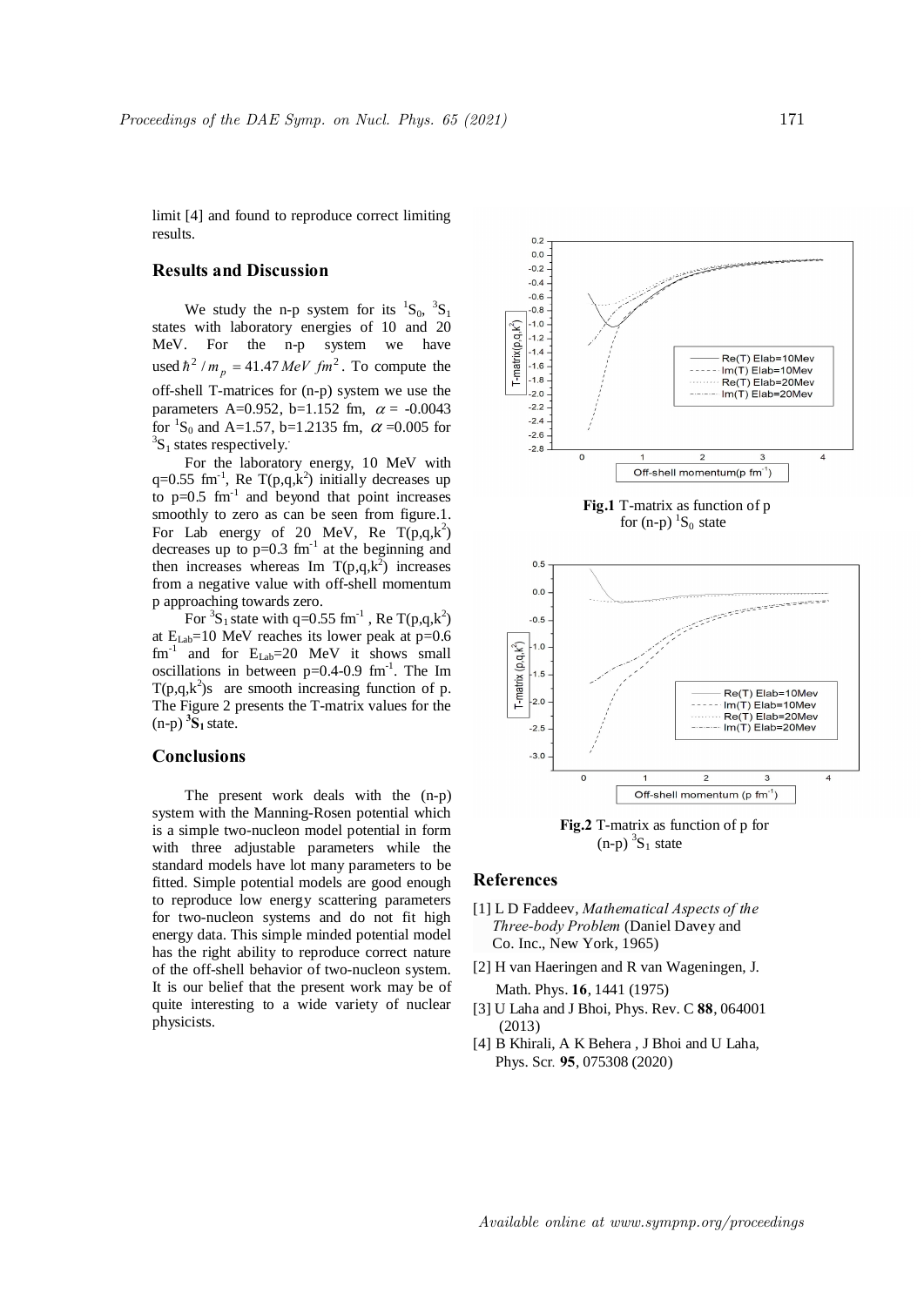limit [4] and found to reproduce correct limiting results.

## Results and Discussion

We study the n-p system for its $^1S_0$, $^3S_1$ states with laboratory energies of 10 and 20 MeV. For the n-p system we have used $\hbar^2 / m_p = 41.47\, MeV\ fm^2$. To compute the off-shell T-matrices for (n-p) system we use the parameters A=0.952, b=1.152 fm, $\alpha$ = -0.0043 for $^1S_0$ and A=1.57, b=1.2135 fm, $\alpha$ =0.005 for $^3S_1$ states respectively.

For the laboratory energy, 10 MeV with q=0.55 $fm^{-1}$, Re $T(p,q,k^2)$ initially decreases up to p=0.5 $fm^{-1}$ and beyond that point increases smoothly to zero as can be seen from figure.1. For Lab energy of 20 MeV, Re $T(p,q,k^2)$ decreases up to p=0.3 $fm^{-1}$ at the beginning and then increases whereas Im $T(p,q,k^2)$ increases from a negative value with off-shell momentum p approaching towards zero.

For $^3S_1$ state with q=0.55 $fm^{-1}$ , Re $T(p,q,k^2)$ at $E_{Lab}$=10 MeV reaches its lower peak at p=0.6 $fm^{-1}$ and for $E_{Lab}$=20 MeV it shows small oscillations in between p=0.4-0.9 $fm^{-1}$. The Im $T(p,q,k^2)$s are smooth increasing function of p. The Figure 2 presents the T-matrix values for the (n-p) $^3$**S**$_1$ state.

## Conclusions

The present work deals with the (n-p) system with the Manning-Rosen potential which is a simple two-nucleon model potential in form with three adjustable parameters while the standard models have lot many parameters to be fitted. Simple potential models are good enough to reproduce low energy scattering parameters for two-nucleon systems and do not fit high energy data. This simple minded potential model has the right ability to reproduce correct nature of the off-shell behavior of two-nucleon system. It is our belief that the present work may be of quite interesting to a wide variety of nuclear physicists.

T-matrix(p,q,k$^2$)
0.2
0.0
-0.2
-0.4
-0.6
-0.8
-1.0
-1.2
-1.4
-1.6
-1.8
-2.0
-2.2
-2.4
-2.6
-2.8
0 1 2 3 4
Off-shell momentum(p fm$^{-1}$)
Re(T) Elab=10Mev
Im(T) Elab=10Mev
Re(T) Elab=20Mev
Im(T) Elab=20Mev

**Fig.1** T-matrix as function of p for (n-p) $^1S_0$ state

T-matrix (p,q,k$^2$)
0.5
0.0
-0.5
-1.0
-1.5
-2.0
-2.5
-3.0
0 1 2 3 4
Off-shell momentum (p fm$^{-1}$)
Re(T) Elab=10Mev
Im(T) Elab=10Mev
Re(T) Elab=20Mev
Im(T) Elab=20Mev

**Fig.2** T-matrix as function of p for (n-p) $^3S_1$ state

## References

[1] L D Faddeev, *Mathematical Aspects of the Three-body Problem* (Daniel Davey and Co. Inc., New York, 1965)

[2] H van Haeringen and R van Wageningen, J. Math. Phys. **16**, 1441 (1975)

[3] U Laha and J Bhoi, Phys. Rev. C **88**, 064001 (2013)

[4] B Khirali, A K Behera , J Bhoi and U Laha, Phys. Scr. **95**, 075308 (2020)